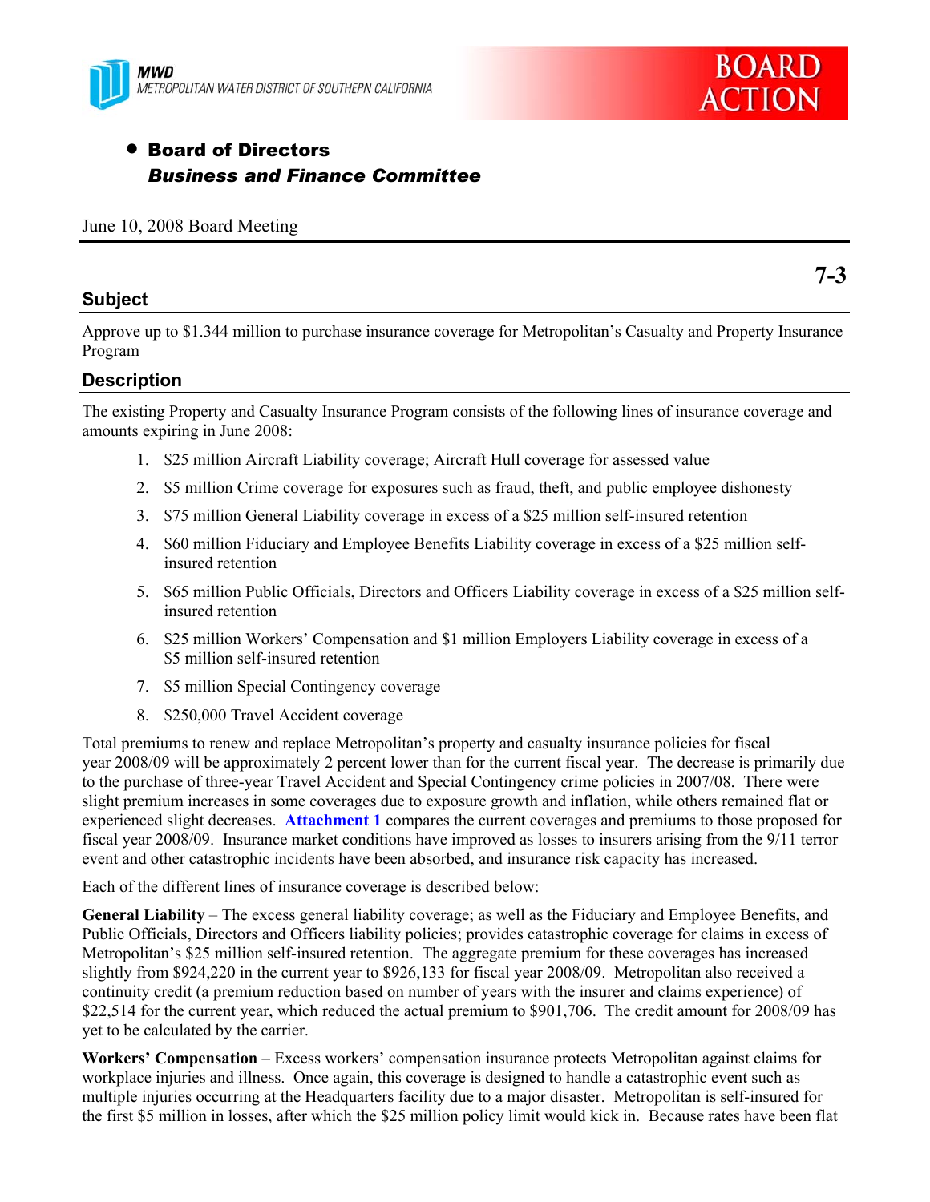MWD
METROPOLITAN WATER DISTRICT OF SOUTHERN CALIFORNIA

BOARD ACTION

- **Board of Directors**
  ***Business and Finance Committee***

June 10, 2008 Board Meeting

**7-3**

## Subject

Approve up to $1.344 million to purchase insurance coverage for Metropolitan's Casualty and Property Insurance Program

## Description

The existing Property and Casualty Insurance Program consists of the following lines of insurance coverage and amounts expiring in June 2008:

1. $25 million Aircraft Liability coverage; Aircraft Hull coverage for assessed value
2. $5 million Crime coverage for exposures such as fraud, theft, and public employee dishonesty
3. $75 million General Liability coverage in excess of a $25 million self-insured retention
4. $60 million Fiduciary and Employee Benefits Liability coverage in excess of a $25 million self-insured retention
5. $65 million Public Officials, Directors and Officers Liability coverage in excess of a $25 million self-insured retention
6. $25 million Workers' Compensation and $1 million Employers Liability coverage in excess of a $5 million self-insured retention
7. $5 million Special Contingency coverage
8. $250,000 Travel Accident coverage

Total premiums to renew and replace Metropolitan's property and casualty insurance policies for fiscal year 2008/09 will be approximately 2 percent lower than for the current fiscal year. The decrease is primarily due to the purchase of three-year Travel Accident and Special Contingency crime policies in 2007/08. There were slight premium increases in some coverages due to exposure growth and inflation, while others remained flat or experienced slight decreases. **Attachment 1** compares the current coverages and premiums to those proposed for fiscal year 2008/09. Insurance market conditions have improved as losses to insurers arising from the 9/11 terror event and other catastrophic incidents have been absorbed, and insurance risk capacity has increased.

Each of the different lines of insurance coverage is described below:

**General Liability** – The excess general liability coverage; as well as the Fiduciary and Employee Benefits, and Public Officials, Directors and Officers liability policies; provides catastrophic coverage for claims in excess of Metropolitan's $25 million self-insured retention. The aggregate premium for these coverages has increased slightly from $924,220 in the current year to $926,133 for fiscal year 2008/09. Metropolitan also received a continuity credit (a premium reduction based on number of years with the insurer and claims experience) of $22,514 for the current year, which reduced the actual premium to $901,706. The credit amount for 2008/09 has yet to be calculated by the carrier.

**Workers' Compensation** – Excess workers' compensation insurance protects Metropolitan against claims for workplace injuries and illness. Once again, this coverage is designed to handle a catastrophic event such as multiple injuries occurring at the Headquarters facility due to a major disaster. Metropolitan is self-insured for the first $5 million in losses, after which the $25 million policy limit would kick in. Because rates have been flat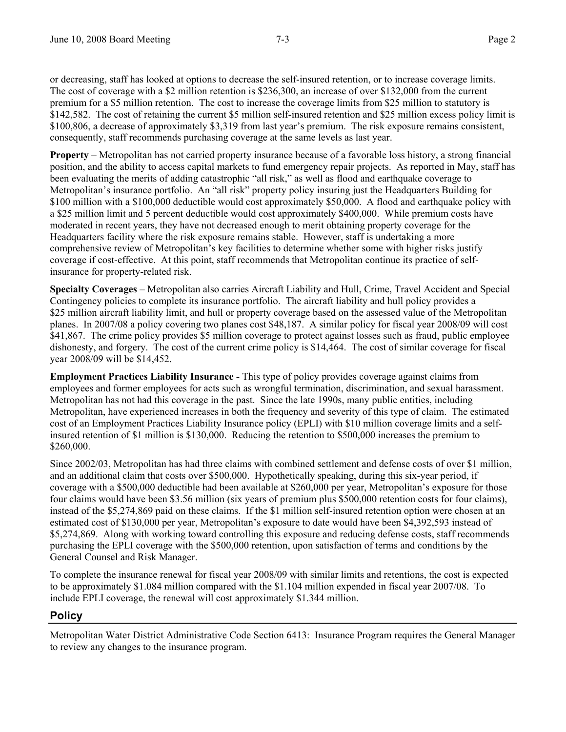or decreasing, staff has looked at options to decrease the self-insured retention, or to increase coverage limits. The cost of coverage with a $2 million retention is $236,300, an increase of over $132,000 from the current premium for a $5 million retention. The cost to increase the coverage limits from $25 million to statutory is $142,582. The cost of retaining the current $5 million self-insured retention and $25 million excess policy limit is $100,806, a decrease of approximately $3,319 from last year's premium. The risk exposure remains consistent, consequently, staff recommends purchasing coverage at the same levels as last year.

**Property** – Metropolitan has not carried property insurance because of a favorable loss history, a strong financial position, and the ability to access capital markets to fund emergency repair projects. As reported in May, staff has been evaluating the merits of adding catastrophic "all risk," as well as flood and earthquake coverage to Metropolitan's insurance portfolio. An "all risk" property policy insuring just the Headquarters Building for $100 million with a $100,000 deductible would cost approximately $50,000. A flood and earthquake policy with a $25 million limit and 5 percent deductible would cost approximately $400,000. While premium costs have moderated in recent years, they have not decreased enough to merit obtaining property coverage for the Headquarters facility where the risk exposure remains stable. However, staff is undertaking a more comprehensive review of Metropolitan's key facilities to determine whether some with higher risks justify coverage if cost-effective. At this point, staff recommends that Metropolitan continue its practice of self-insurance for property-related risk.

**Specialty Coverages** – Metropolitan also carries Aircraft Liability and Hull, Crime, Travel Accident and Special Contingency policies to complete its insurance portfolio. The aircraft liability and hull policy provides a $25 million aircraft liability limit, and hull or property coverage based on the assessed value of the Metropolitan planes. In 2007/08 a policy covering two planes cost $48,187. A similar policy for fiscal year 2008/09 will cost $41,867. The crime policy provides $5 million coverage to protect against losses such as fraud, public employee dishonesty, and forgery. The cost of the current crime policy is $14,464. The cost of similar coverage for fiscal year 2008/09 will be $14,452.

**Employment Practices Liability Insurance -** This type of policy provides coverage against claims from employees and former employees for acts such as wrongful termination, discrimination, and sexual harassment. Metropolitan has not had this coverage in the past. Since the late 1990s, many public entities, including Metropolitan, have experienced increases in both the frequency and severity of this type of claim. The estimated cost of an Employment Practices Liability Insurance policy (EPLI) with $10 million coverage limits and a self-insured retention of $1 million is $130,000. Reducing the retention to $500,000 increases the premium to $260,000.

Since 2002/03, Metropolitan has had three claims with combined settlement and defense costs of over $1 million, and an additional claim that costs over $500,000. Hypothetically speaking, during this six-year period, if coverage with a $500,000 deductible had been available at $260,000 per year, Metropolitan's exposure for those four claims would have been $3.56 million (six years of premium plus $500,000 retention costs for four claims), instead of the $5,274,869 paid on these claims. If the $1 million self-insured retention option were chosen at an estimated cost of $130,000 per year, Metropolitan's exposure to date would have been $4,392,593 instead of $5,274,869. Along with working toward controlling this exposure and reducing defense costs, staff recommends purchasing the EPLI coverage with the $500,000 retention, upon satisfaction of terms and conditions by the General Counsel and Risk Manager.

To complete the insurance renewal for fiscal year 2008/09 with similar limits and retentions, the cost is expected to be approximately $1.084 million compared with the $1.104 million expended in fiscal year 2007/08. To include EPLI coverage, the renewal will cost approximately $1.344 million.

## Policy

Metropolitan Water District Administrative Code Section 6413: Insurance Program requires the General Manager to review any changes to the insurance program.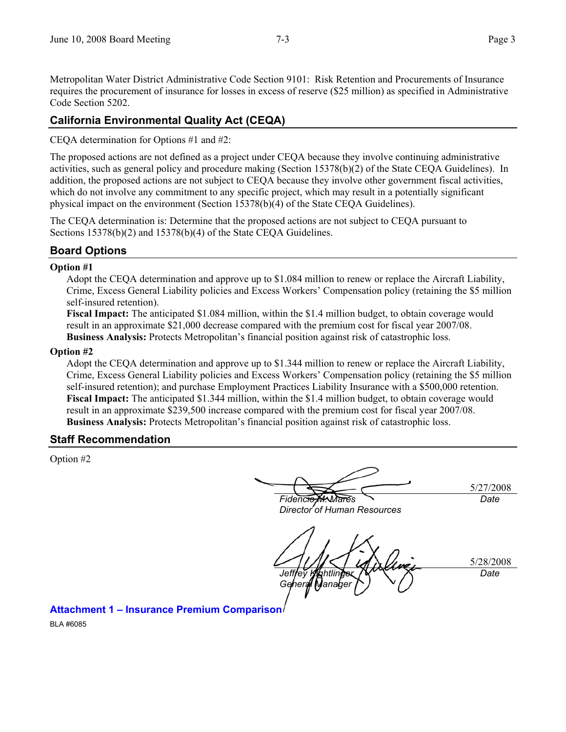Metropolitan Water District Administrative Code Section 9101: Risk Retention and Procurements of Insurance requires the procurement of insurance for losses in excess of reserve ($25 million) as specified in Administrative Code Section 5202.

## California Environmental Quality Act (CEQA)

CEQA determination for Options #1 and #2:

The proposed actions are not defined as a project under CEQA because they involve continuing administrative activities, such as general policy and procedure making (Section 15378(b)(2) of the State CEQA Guidelines). In addition, the proposed actions are not subject to CEQA because they involve other government fiscal activities, which do not involve any commitment to any specific project, which may result in a potentially significant physical impact on the environment (Section 15378(b)(4) of the State CEQA Guidelines).

The CEQA determination is: Determine that the proposed actions are not subject to CEQA pursuant to Sections 15378(b)(2) and 15378(b)(4) of the State CEQA Guidelines.

## Board Options

**Option #1**

Adopt the CEQA determination and approve up to $1.084 million to renew or replace the Aircraft Liability, Crime, Excess General Liability policies and Excess Workers' Compensation policy (retaining the $5 million self-insured retention).

**Fiscal Impact:** The anticipated $1.084 million, within the $1.4 million budget, to obtain coverage would result in an approximate $21,000 decrease compared with the premium cost for fiscal year 2007/08.

**Business Analysis:** Protects Metropolitan's financial position against risk of catastrophic loss.

**Option #2**

Adopt the CEQA determination and approve up to $1.344 million to renew or replace the Aircraft Liability, Crime, Excess General Liability policies and Excess Workers' Compensation policy (retaining the $5 million self-insured retention); and purchase Employment Practices Liability Insurance with a $500,000 retention.

**Fiscal Impact:** The anticipated $1.344 million, within the $1.4 million budget, to obtain coverage would result in an approximate $239,500 increase compared with the premium cost for fiscal year 2007/08.

**Business Analysis:** Protects Metropolitan's financial position against risk of catastrophic loss.

## Staff Recommendation

Option #2

| | |
|---|---|
| *Fidencio M. Mares*<br>*Director of Human Resources* | 5/27/2008<br>*Date* |
| *Jeffrey Kightlinger*<br>*General Manager* | 5/28/2008<br>*Date* |

**Attachment 1 – Insurance Premium Comparison**

BLA #6085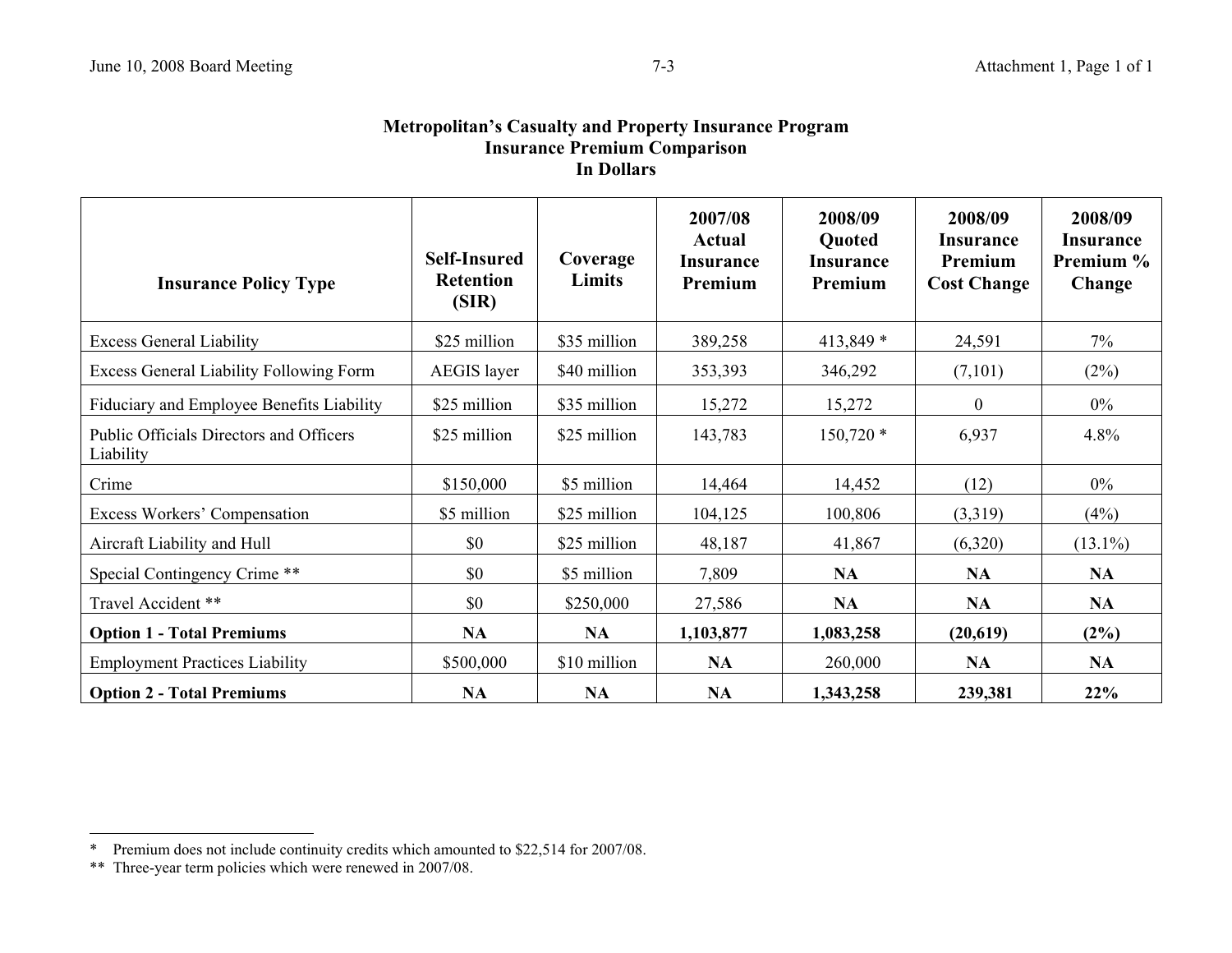**Metropolitan's Casualty and Property Insurance Program**
**Insurance Premium Comparison**
**In Dollars**

| Insurance Policy Type | Self-Insured Retention (SIR) | Coverage Limits | 2007/08 Actual Insurance Premium | 2008/09 Quoted Insurance Premium | 2008/09 Insurance Premium Cost Change | 2008/09 Insurance Premium % Change |
|---|---|---|---|---|---|---|
| Excess General Liability | $25 million | $35 million | 389,258 | 413,849 * | 24,591 | 7% |
| Excess General Liability Following Form | AEGIS layer | $40 million | 353,393 | 346,292 | (7,101) | (2%) |
| Fiduciary and Employee Benefits Liability | $25 million | $35 million | 15,272 | 15,272 | 0 | 0% |
| Public Officials Directors and Officers Liability | $25 million | $25 million | 143,783 | 150,720 * | 6,937 | 4.8% |
| Crime | $150,000 | $5 million | 14,464 | 14,452 | (12) | 0% |
| Excess Workers' Compensation | $5 million | $25 million | 104,125 | 100,806 | (3,319) | (4%) |
| Aircraft Liability and Hull | $0 | $25 million | 48,187 | 41,867 | (6,320) | (13.1%) |
| Special Contingency Crime ** | $0 | $5 million | 7,809 | **NA** | **NA** | **NA** |
| Travel Accident ** | $0 | $250,000 | 27,586 | **NA** | **NA** | **NA** |
| **Option 1 - Total Premiums** | **NA** | **NA** | **1,103,877** | **1,083,258** | **(20,619)** | **(2%)** |
| Employment Practices Liability | $500,000 | $10 million | **NA** | 260,000 | **NA** | **NA** |
| **Option 2 - Total Premiums** | **NA** | **NA** | **NA** | **1,343,258** | **239,381** | **22%** |

\* Premium does not include continuity credits which amounted to $22,514 for 2007/08.

** Three-year term policies which were renewed in 2007/08.